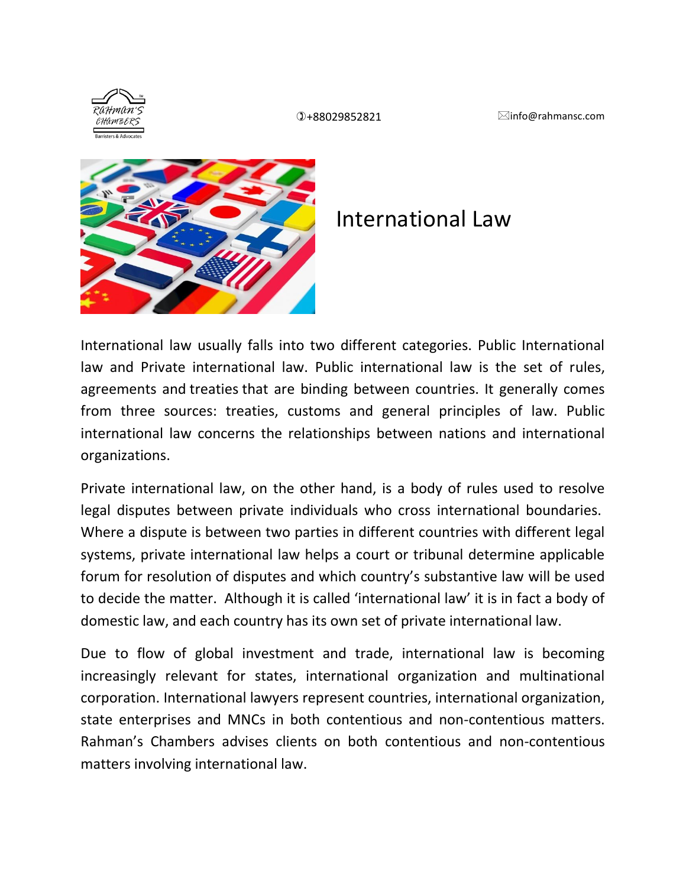+88029852821 info@rahmansc.com

# International Law

International law usually falls into two different categories. Public International law and Private international law. Public international law is the set of rules, agreements and treaties that are binding between countries. It generally comes from three sources: treaties, customs and general principles of law. Public international law concerns the relationships between nations and international organizations.

Private international law, on the other hand, is a body of rules used to resolve legal disputes between private individuals who cross international boundaries. Where a dispute is between two parties in different countries with different legal systems, private international law helps a court or tribunal determine applicable forum for resolution of disputes and which country's substantive law will be used to decide the matter. Although it is called 'international law' it is in fact a body of domestic law, and each country has its own set of private international law.

Due to flow of global investment and trade, international law is becoming increasingly relevant for states, international organization and multinational corporation. International lawyers represent countries, international organization, state enterprises and MNCs in both contentious and non-contentious matters. Rahman's Chambers advises clients on both contentious and non-contentious matters involving international law.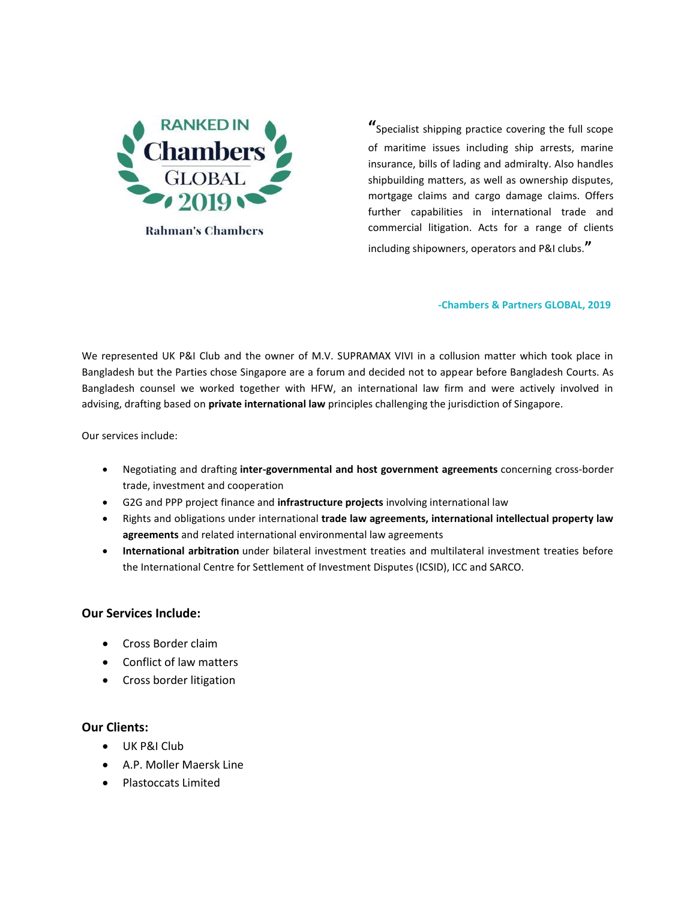RANKED IN
Chambers
GLOBAL
2019

Rahman's Chambers

"Specialist shipping practice covering the full scope of maritime issues including ship arrests, marine insurance, bills of lading and admiralty. Also handles shipbuilding matters, as well as ownership disputes, mortgage claims and cargo damage claims. Offers further capabilities in international trade and commercial litigation. Acts for a range of clients including shipowners, operators and P&I clubs."

**-Chambers & Partners GLOBAL, 2019**

We represented UK P&I Club and the owner of M.V. SUPRAMAX VIVI in a collusion matter which took place in Bangladesh but the Parties chose Singapore are a forum and decided not to appear before Bangladesh Courts. As Bangladesh counsel we worked together with HFW, an international law firm and were actively involved in advising, drafting based on **private international law** principles challenging the jurisdiction of Singapore.

Our services include:

- Negotiating and drafting **inter-governmental and host government agreements** concerning cross-border trade, investment and cooperation
- G2G and PPP project finance and **infrastructure projects** involving international law
- Rights and obligations under international **trade law agreements, international intellectual property law agreements** and related international environmental law agreements
- **International arbitration** under bilateral investment treaties and multilateral investment treaties before the International Centre for Settlement of Investment Disputes (ICSID), ICC and SARCO.

## Our Services Include:

- Cross Border claim
- Conflict of law matters
- Cross border litigation

## Our Clients:

- UK P&I Club
- A.P. Moller Maersk Line
- Plastoccats Limited